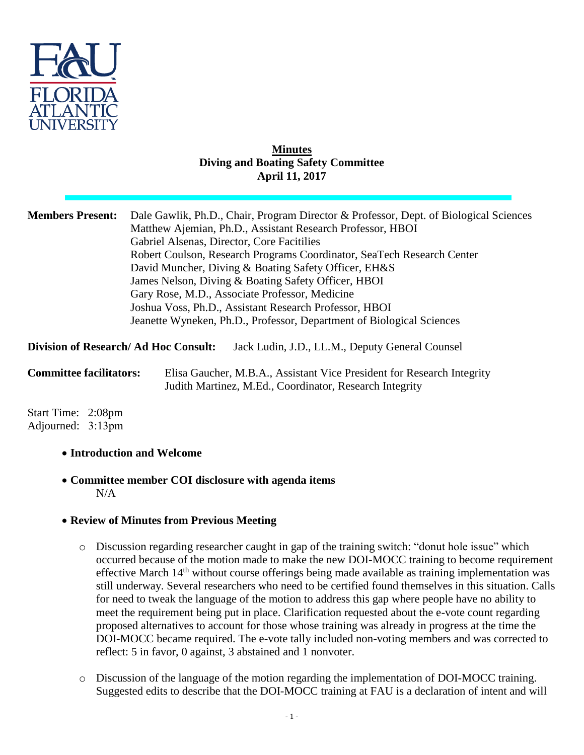**Minutes**
**Diving and Boating Safety Committee**
**April 11, 2017**

**Members Present:** Dale Gawlik, Ph.D., Chair, Program Director & Professor, Dept. of Biological Sciences
Matthew Ajemian, Ph.D., Assistant Research Professor, HBOI
Gabriel Alsenas, Director, Core Facitilies
Robert Coulson, Research Programs Coordinator, SeaTech Research Center
David Muncher, Diving & Boating Safety Officer, EH&S
James Nelson, Diving & Boating Safety Officer, HBOI
Gary Rose, M.D., Associate Professor, Medicine
Joshua Voss, Ph.D., Assistant Research Professor, HBOI
Jeanette Wyneken, Ph.D., Professor, Department of Biological Sciences

**Division of Research/ Ad Hoc Consult:** Jack Ludin, J.D., LL.M., Deputy General Counsel

**Committee facilitators:** Elisa Gaucher, M.B.A., Assistant Vice President for Research Integrity
Judith Martinez, M.Ed., Coordinator, Research Integrity

Start Time: 2:08pm
Adjourned: 3:13pm

- **Introduction and Welcome**
- **Committee member COI disclosure with agenda items**
  N/A
- **Review of Minutes from Previous Meeting**
  - Discussion regarding researcher caught in gap of the training switch: "donut hole issue" which occurred because of the motion made to make the new DOI-MOCC training to become requirement effective March 14th without course offerings being made available as training implementation was still underway. Several researchers who need to be certified found themselves in this situation. Calls for need to tweak the language of the motion to address this gap where people have no ability to meet the requirement being put in place. Clarification requested about the e-vote count regarding proposed alternatives to account for those whose training was already in progress at the time the DOI-MOCC became required. The e-vote tally included non-voting members and was corrected to reflect: 5 in favor, 0 against, 3 abstained and 1 nonvoter.
  - Discussion of the language of the motion regarding the implementation of DOI-MOCC training. Suggested edits to describe that the DOI-MOCC training at FAU is a declaration of intent and will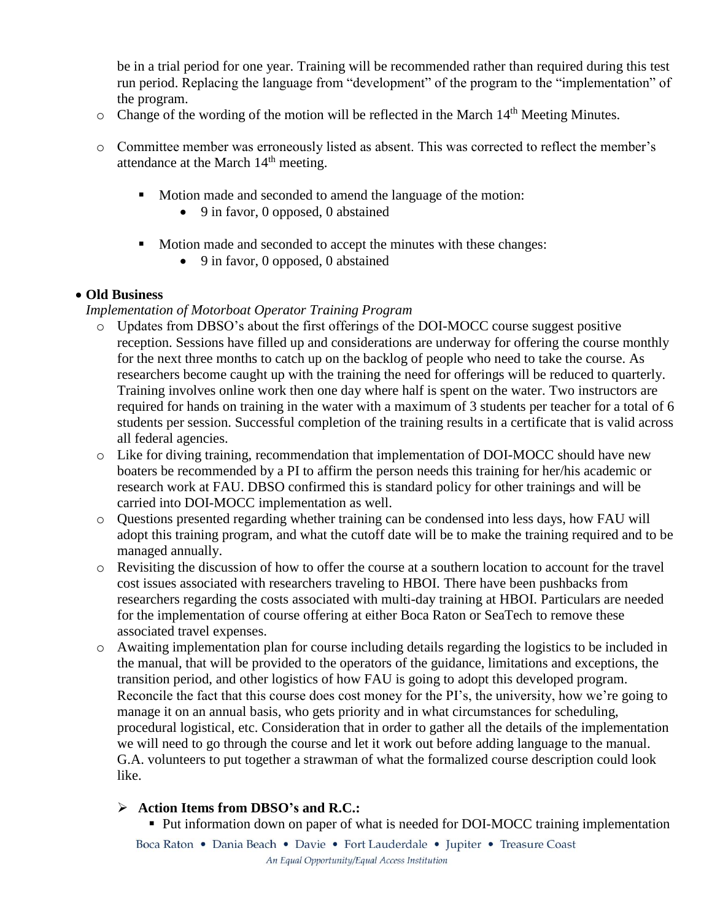be in a trial period for one year. Training will be recommended rather than required during this test run period. Replacing the language from "development" of the program to the "implementation" of the program.

- Change of the wording of the motion will be reflected in the March 14th Meeting Minutes.

- Committee member was erroneously listed as absent. This was corrected to reflect the member's attendance at the March 14th meeting.

  - Motion made and seconded to amend the language of the motion:
    - 9 in favor, 0 opposed, 0 abstained

  - Motion made and seconded to accept the minutes with these changes:
    - 9 in favor, 0 opposed, 0 abstained

- **Old Business**

  *Implementation of Motorboat Operator Training Program*

  - Updates from DBSO's about the first offerings of the DOI-MOCC course suggest positive reception. Sessions have filled up and considerations are underway for offering the course monthly for the next three months to catch up on the backlog of people who need to take the course. As researchers become caught up with the training the need for offerings will be reduced to quarterly. Training involves online work then one day where half is spent on the water. Two instructors are required for hands on training in the water with a maximum of 3 students per teacher for a total of 6 students per session. Successful completion of the training results in a certificate that is valid across all federal agencies.
  - Like for diving training, recommendation that implementation of DOI-MOCC should have new boaters be recommended by a PI to affirm the person needs this training for her/his academic or research work at FAU. DBSO confirmed this is standard policy for other trainings and will be carried into DOI-MOCC implementation as well.
  - Questions presented regarding whether training can be condensed into less days, how FAU will adopt this training program, and what the cutoff date will be to make the training required and to be managed annually.
  - Revisiting the discussion of how to offer the course at a southern location to account for the travel cost issues associated with researchers traveling to HBOI. There have been pushbacks from researchers regarding the costs associated with multi-day training at HBOI. Particulars are needed for the implementation of course offering at either Boca Raton or SeaTech to remove these associated travel expenses.
  - Awaiting implementation plan for course including details regarding the logistics to be included in the manual, that will be provided to the operators of the guidance, limitations and exceptions, the transition period, and other logistics of how FAU is going to adopt this developed program. Reconcile the fact that this course does cost money for the PI's, the university, how we're going to manage it on an annual basis, who gets priority and in what circumstances for scheduling, procedural logistical, etc. Consideration that in order to gather all the details of the implementation we will need to go through the course and let it work out before adding language to the manual. G.A. volunteers to put together a strawman of what the formalized course description could look like.

  - **Action Items from DBSO's and R.C.:**
    - Put information down on paper of what is needed for DOI-MOCC training implementation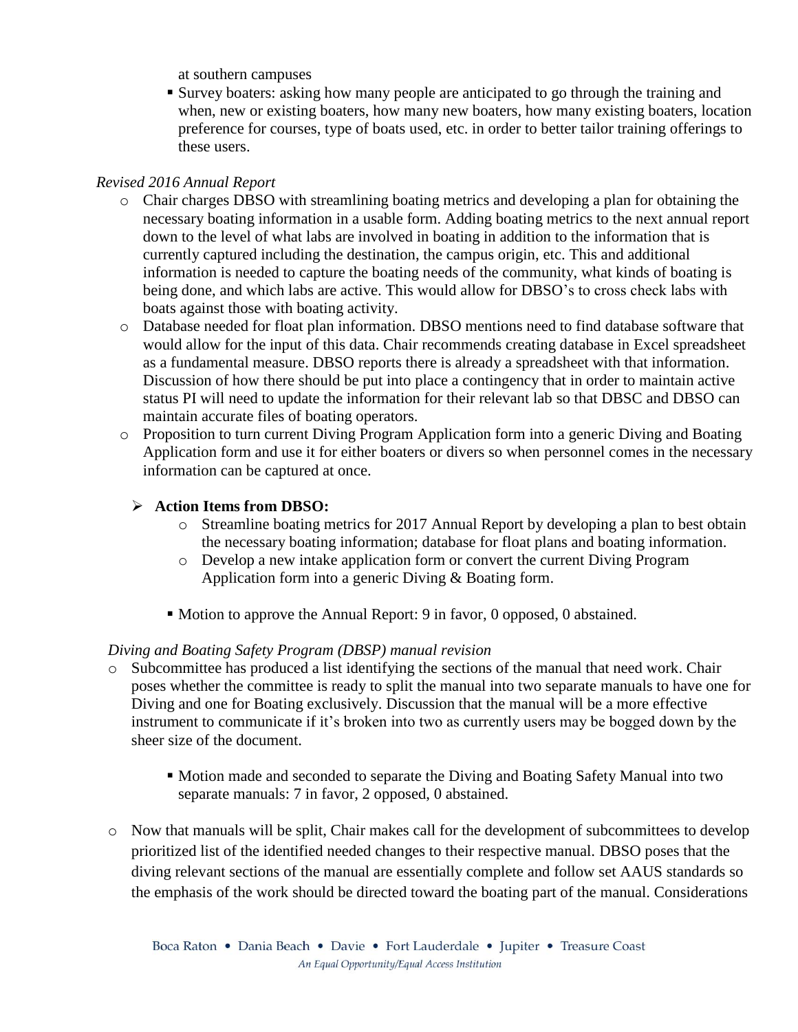at southern campuses

- Survey boaters: asking how many people are anticipated to go through the training and when, new or existing boaters, how many new boaters, how many existing boaters, location preference for courses, type of boats used, etc. in order to better tailor training offerings to these users.

*Revised 2016 Annual Report*

- Chair charges DBSO with streamlining boating metrics and developing a plan for obtaining the necessary boating information in a usable form. Adding boating metrics to the next annual report down to the level of what labs are involved in boating in addition to the information that is currently captured including the destination, the campus origin, etc. This and additional information is needed to capture the boating needs of the community, what kinds of boating is being done, and which labs are active. This would allow for DBSO's to cross check labs with boats against those with boating activity.
- Database needed for float plan information. DBSO mentions need to find database software that would allow for the input of this data. Chair recommends creating database in Excel spreadsheet as a fundamental measure. DBSO reports there is already a spreadsheet with that information. Discussion of how there should be put into place a contingency that in order to maintain active status PI will need to update the information for their relevant lab so that DBSC and DBSO can maintain accurate files of boating operators.
- Proposition to turn current Diving Program Application form into a generic Diving and Boating Application form and use it for either boaters or divers so when personnel comes in the necessary information can be captured at once.

  - **Action Items from DBSO:**
    - Streamline boating metrics for 2017 Annual Report by developing a plan to best obtain the necessary boating information; database for float plans and boating information.
    - Develop a new intake application form or convert the current Diving Program Application form into a generic Diving & Boating form.

    - Motion to approve the Annual Report: 9 in favor, 0 opposed, 0 abstained.

*Diving and Boating Safety Program (DBSP) manual revision*

- Subcommittee has produced a list identifying the sections of the manual that need work. Chair poses whether the committee is ready to split the manual into two separate manuals to have one for Diving and one for Boating exclusively. Discussion that the manual will be a more effective instrument to communicate if it's broken into two as currently users may be bogged down by the sheer size of the document.

  - Motion made and seconded to separate the Diving and Boating Safety Manual into two separate manuals: 7 in favor, 2 opposed, 0 abstained.

- Now that manuals will be split, Chair makes call for the development of subcommittees to develop prioritized list of the identified needed changes to their respective manual. DBSO poses that the diving relevant sections of the manual are essentially complete and follow set AAUS standards so the emphasis of the work should be directed toward the boating part of the manual. Considerations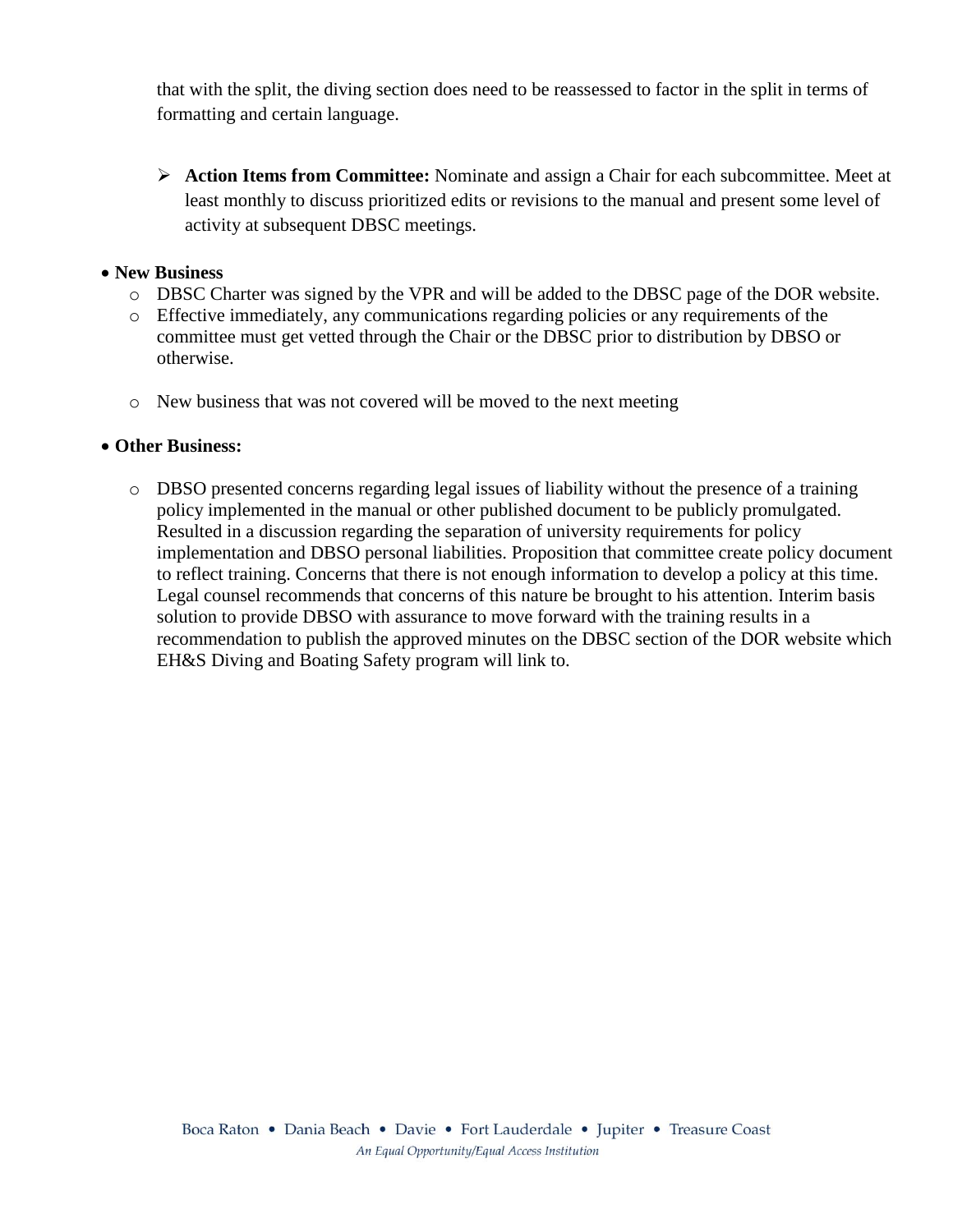that with the split, the diving section does need to be reassessed to factor in the split in terms of formatting and certain language.

- **Action Items from Committee:** Nominate and assign a Chair for each subcommittee. Meet at least monthly to discuss prioritized edits or revisions to the manual and present some level of activity at subsequent DBSC meetings.

- **New Business**
  - DBSC Charter was signed by the VPR and will be added to the DBSC page of the DOR website.
  - Effective immediately, any communications regarding policies or any requirements of the committee must get vetted through the Chair or the DBSC prior to distribution by DBSO or otherwise.
  - New business that was not covered will be moved to the next meeting

- **Other Business:**
  - DBSO presented concerns regarding legal issues of liability without the presence of a training policy implemented in the manual or other published document to be publicly promulgated. Resulted in a discussion regarding the separation of university requirements for policy implementation and DBSO personal liabilities. Proposition that committee create policy document to reflect training. Concerns that there is not enough information to develop a policy at this time. Legal counsel recommends that concerns of this nature be brought to his attention. Interim basis solution to provide DBSO with assurance to move forward with the training results in a recommendation to publish the approved minutes on the DBSC section of the DOR website which EH&S Diving and Boating Safety program will link to.